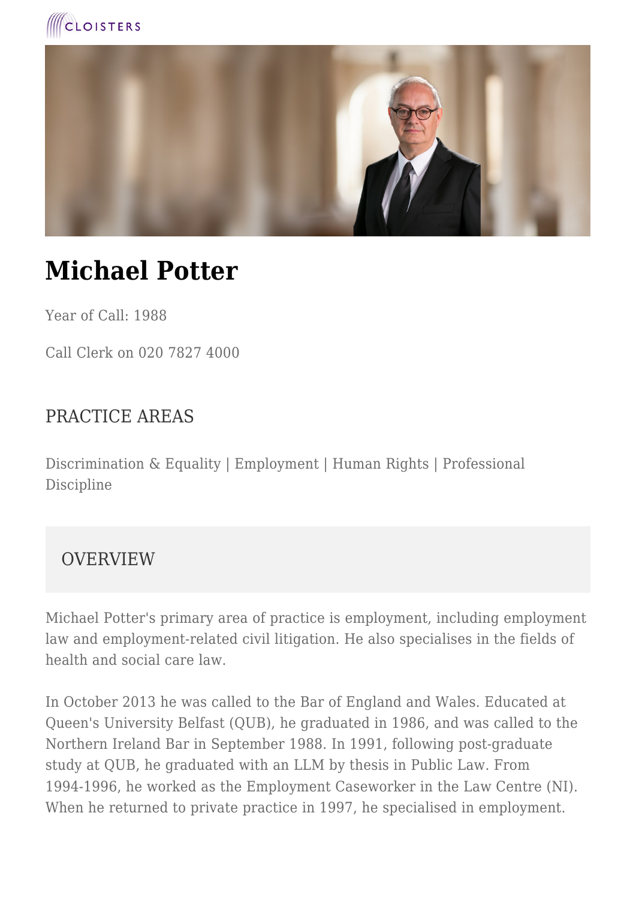CLOISTERS

# Michael Potter

Year of Call: 1988

Call Clerk on 020 7827 4000

## PRACTICE AREAS

Discrimination & Equality | Employment | Human Rights | Professional Discipline

## OVERVIEW

Michael Potter's primary area of practice is employment, including employment law and employment-related civil litigation. He also specialises in the fields of health and social care law.

In October 2013 he was called to the Bar of England and Wales. Educated at Queen's University Belfast (QUB), he graduated in 1986, and was called to the Northern Ireland Bar in September 1988. In 1991, following post-graduate study at QUB, he graduated with an LLM by thesis in Public Law. From 1994-1996, he worked as the Employment Caseworker in the Law Centre (NI). When he returned to private practice in 1997, he specialised in employment.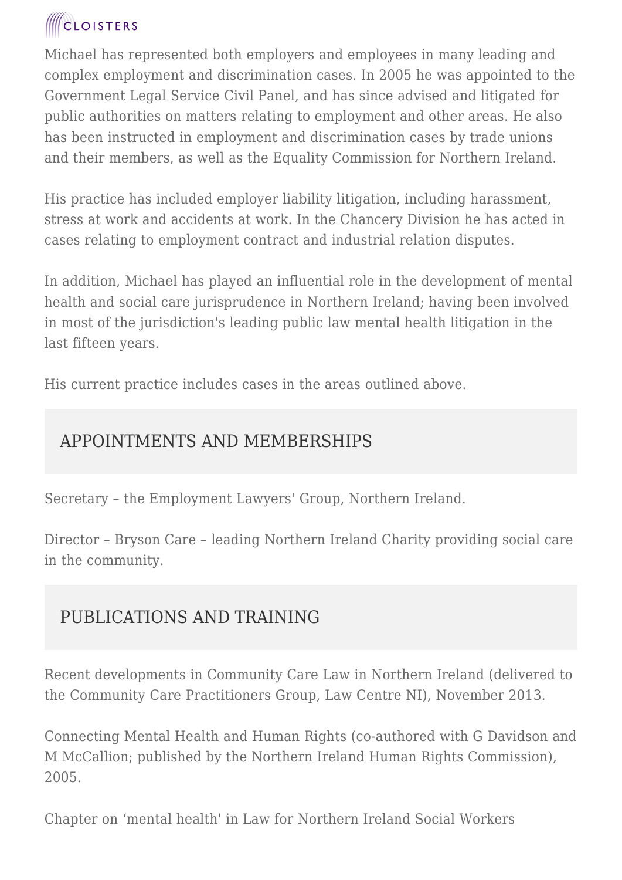Michael has represented both employers and employees in many leading and complex employment and discrimination cases. In 2005 he was appointed to the Government Legal Service Civil Panel, and has since advised and litigated for public authorities on matters relating to employment and other areas. He also has been instructed in employment and discrimination cases by trade unions and their members, as well as the Equality Commission for Northern Ireland.

His practice has included employer liability litigation, including harassment, stress at work and accidents at work. In the Chancery Division he has acted in cases relating to employment contract and industrial relation disputes.

In addition, Michael has played an influential role in the development of mental health and social care jurisprudence in Northern Ireland; having been involved in most of the jurisdiction's leading public law mental health litigation in the last fifteen years.

His current practice includes cases in the areas outlined above.

## APPOINTMENTS AND MEMBERSHIPS

Secretary – the Employment Lawyers' Group, Northern Ireland.

Director – Bryson Care – leading Northern Ireland Charity providing social care in the community.

## PUBLICATIONS AND TRAINING

Recent developments in Community Care Law in Northern Ireland (delivered to the Community Care Practitioners Group, Law Centre NI), November 2013.

Connecting Mental Health and Human Rights (co-authored with G Davidson and M McCallion; published by the Northern Ireland Human Rights Commission), 2005.

Chapter on 'mental health' in Law for Northern Ireland Social Workers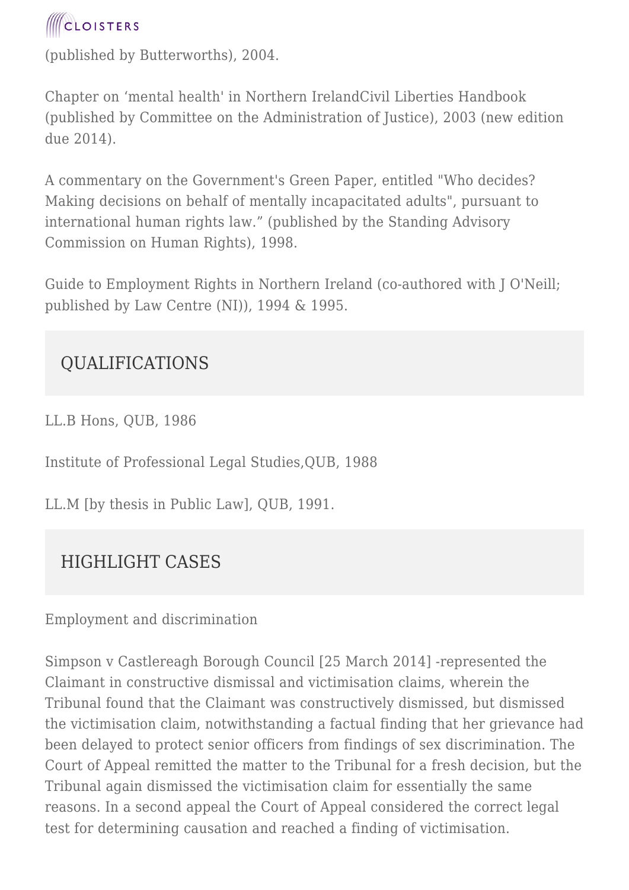(published by Butterworths), 2004.

Chapter on 'mental health' in Northern IrelandCivil Liberties Handbook (published by Committee on the Administration of Justice), 2003 (new edition due 2014).

A commentary on the Government's Green Paper, entitled "Who decides? Making decisions on behalf of mentally incapacitated adults", pursuant to international human rights law." (published by the Standing Advisory Commission on Human Rights), 1998.

Guide to Employment Rights in Northern Ireland (co-authored with J O'Neill; published by Law Centre (NI)), 1994 & 1995.

## QUALIFICATIONS

LL.B Hons, QUB, 1986

Institute of Professional Legal Studies,QUB, 1988

LL.M [by thesis in Public Law], QUB, 1991.

## HIGHLIGHT CASES

Employment and discrimination

Simpson v Castlereagh Borough Council [25 March 2014] -represented the Claimant in constructive dismissal and victimisation claims, wherein the Tribunal found that the Claimant was constructively dismissed, but dismissed the victimisation claim, notwithstanding a factual finding that her grievance had been delayed to protect senior officers from findings of sex discrimination. The Court of Appeal remitted the matter to the Tribunal for a fresh decision, but the Tribunal again dismissed the victimisation claim for essentially the same reasons. In a second appeal the Court of Appeal considered the correct legal test for determining causation and reached a finding of victimisation.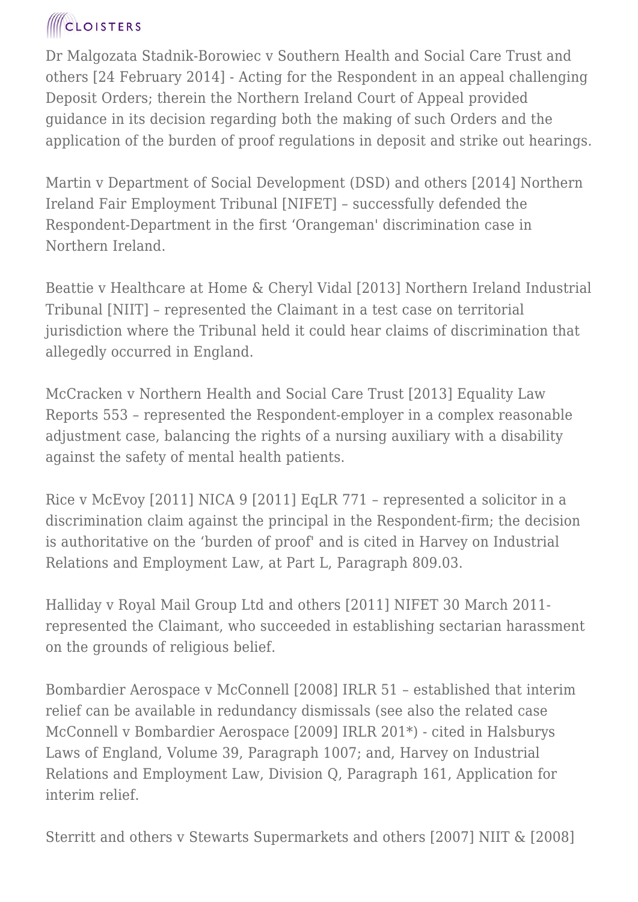Dr Malgozata Stadnik-Borowiec v Southern Health and Social Care Trust and others [24 February 2014] - Acting for the Respondent in an appeal challenging Deposit Orders; therein the Northern Ireland Court of Appeal provided guidance in its decision regarding both the making of such Orders and the application of the burden of proof regulations in deposit and strike out hearings.

Martin v Department of Social Development (DSD) and others [2014] Northern Ireland Fair Employment Tribunal [NIFET] – successfully defended the Respondent-Department in the first 'Orangeman' discrimination case in Northern Ireland.

Beattie v Healthcare at Home & Cheryl Vidal [2013] Northern Ireland Industrial Tribunal [NIIT] – represented the Claimant in a test case on territorial jurisdiction where the Tribunal held it could hear claims of discrimination that allegedly occurred in England.

McCracken v Northern Health and Social Care Trust [2013] Equality Law Reports 553 – represented the Respondent-employer in a complex reasonable adjustment case, balancing the rights of a nursing auxiliary with a disability against the safety of mental health patients.

Rice v McEvoy [2011] NICA 9 [2011] EqLR 771 – represented a solicitor in a discrimination claim against the principal in the Respondent-firm; the decision is authoritative on the 'burden of proof' and is cited in Harvey on Industrial Relations and Employment Law, at Part L, Paragraph 809.03.

Halliday v Royal Mail Group Ltd and others [2011] NIFET 30 March 2011- represented the Claimant, who succeeded in establishing sectarian harassment on the grounds of religious belief.

Bombardier Aerospace v McConnell [2008] IRLR 51 – established that interim relief can be available in redundancy dismissals (see also the related case McConnell v Bombardier Aerospace [2009] IRLR 201*) - cited in Halsburys Laws of England, Volume 39, Paragraph 1007; and, Harvey on Industrial Relations and Employment Law, Division Q, Paragraph 161, Application for interim relief.

Sterritt and others v Stewarts Supermarkets and others [2007] NIIT & [2008]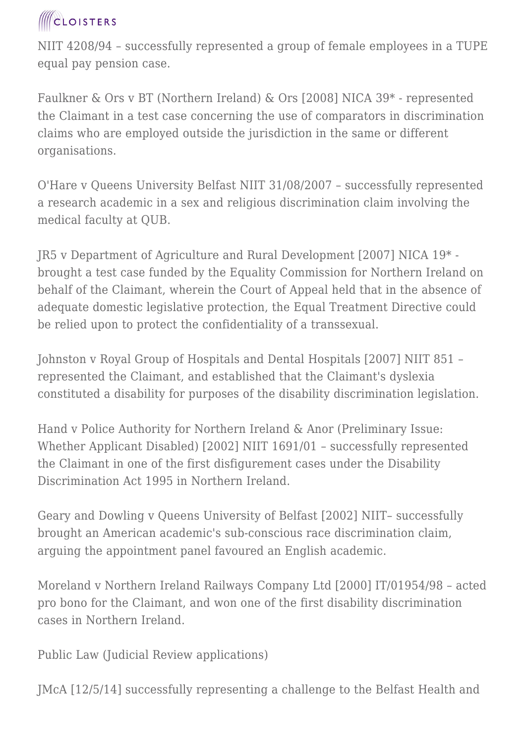NIIT 4208/94 – successfully represented a group of female employees in a TUPE equal pay pension case.

Faulkner & Ors v BT (Northern Ireland) & Ors [2008] NICA 39* - represented the Claimant in a test case concerning the use of comparators in discrimination claims who are employed outside the jurisdiction in the same or different organisations.

O'Hare v Queens University Belfast NIIT 31/08/2007 – successfully represented a research academic in a sex and religious discrimination claim involving the medical faculty at QUB.

JR5 v Department of Agriculture and Rural Development [2007] NICA 19* - brought a test case funded by the Equality Commission for Northern Ireland on behalf of the Claimant, wherein the Court of Appeal held that in the absence of adequate domestic legislative protection, the Equal Treatment Directive could be relied upon to protect the confidentiality of a transsexual.

Johnston v Royal Group of Hospitals and Dental Hospitals [2007] NIIT 851 – represented the Claimant, and established that the Claimant's dyslexia constituted a disability for purposes of the disability discrimination legislation.

Hand v Police Authority for Northern Ireland & Anor (Preliminary Issue: Whether Applicant Disabled) [2002] NIIT 1691/01 – successfully represented the Claimant in one of the first disfigurement cases under the Disability Discrimination Act 1995 in Northern Ireland.

Geary and Dowling v Queens University of Belfast [2002] NIIT– successfully brought an American academic's sub-conscious race discrimination claim, arguing the appointment panel favoured an English academic.

Moreland v Northern Ireland Railways Company Ltd [2000] IT/01954/98 – acted pro bono for the Claimant, and won one of the first disability discrimination cases in Northern Ireland.

Public Law (Judicial Review applications)

JMcA [12/5/14] successfully representing a challenge to the Belfast Health and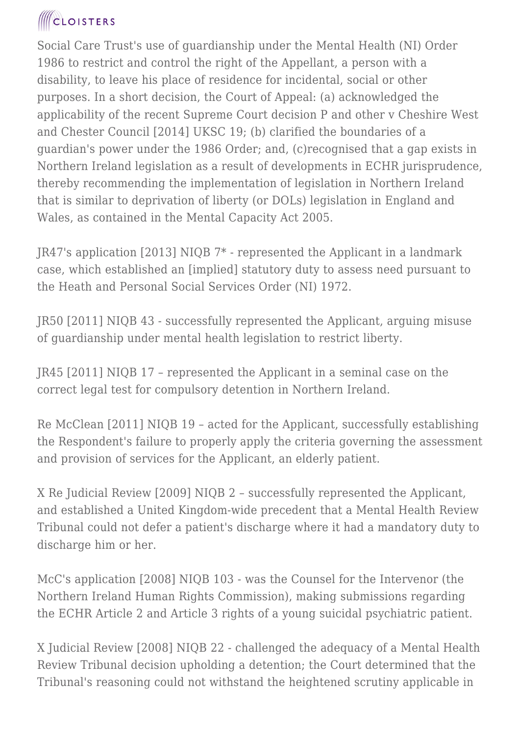Social Care Trust's use of guardianship under the Mental Health (NI) Order 1986 to restrict and control the right of the Appellant, a person with a disability, to leave his place of residence for incidental, social or other purposes. In a short decision, the Court of Appeal: (a) acknowledged the applicability of the recent Supreme Court decision P and other v Cheshire West and Chester Council [2014] UKSC 19; (b) clarified the boundaries of a guardian's power under the 1986 Order; and, (c)recognised that a gap exists in Northern Ireland legislation as a result of developments in ECHR jurisprudence, thereby recommending the implementation of legislation in Northern Ireland that is similar to deprivation of liberty (or DOLs) legislation in England and Wales, as contained in the Mental Capacity Act 2005.

JR47's application [2013] NIQB 7* - represented the Applicant in a landmark case, which established an [implied] statutory duty to assess need pursuant to the Heath and Personal Social Services Order (NI) 1972.

JR50 [2011] NIQB 43 - successfully represented the Applicant, arguing misuse of guardianship under mental health legislation to restrict liberty.

JR45 [2011] NIQB 17 – represented the Applicant in a seminal case on the correct legal test for compulsory detention in Northern Ireland.

Re McClean [2011] NIQB 19 – acted for the Applicant, successfully establishing the Respondent's failure to properly apply the criteria governing the assessment and provision of services for the Applicant, an elderly patient.

X Re Judicial Review [2009] NIQB 2 – successfully represented the Applicant, and established a United Kingdom-wide precedent that a Mental Health Review Tribunal could not defer a patient's discharge where it had a mandatory duty to discharge him or her.

McC's application [2008] NIQB 103 - was the Counsel for the Intervenor (the Northern Ireland Human Rights Commission), making submissions regarding the ECHR Article 2 and Article 3 rights of a young suicidal psychiatric patient.

X Judicial Review [2008] NIQB 22 - challenged the adequacy of a Mental Health Review Tribunal decision upholding a detention; the Court determined that the Tribunal's reasoning could not withstand the heightened scrutiny applicable in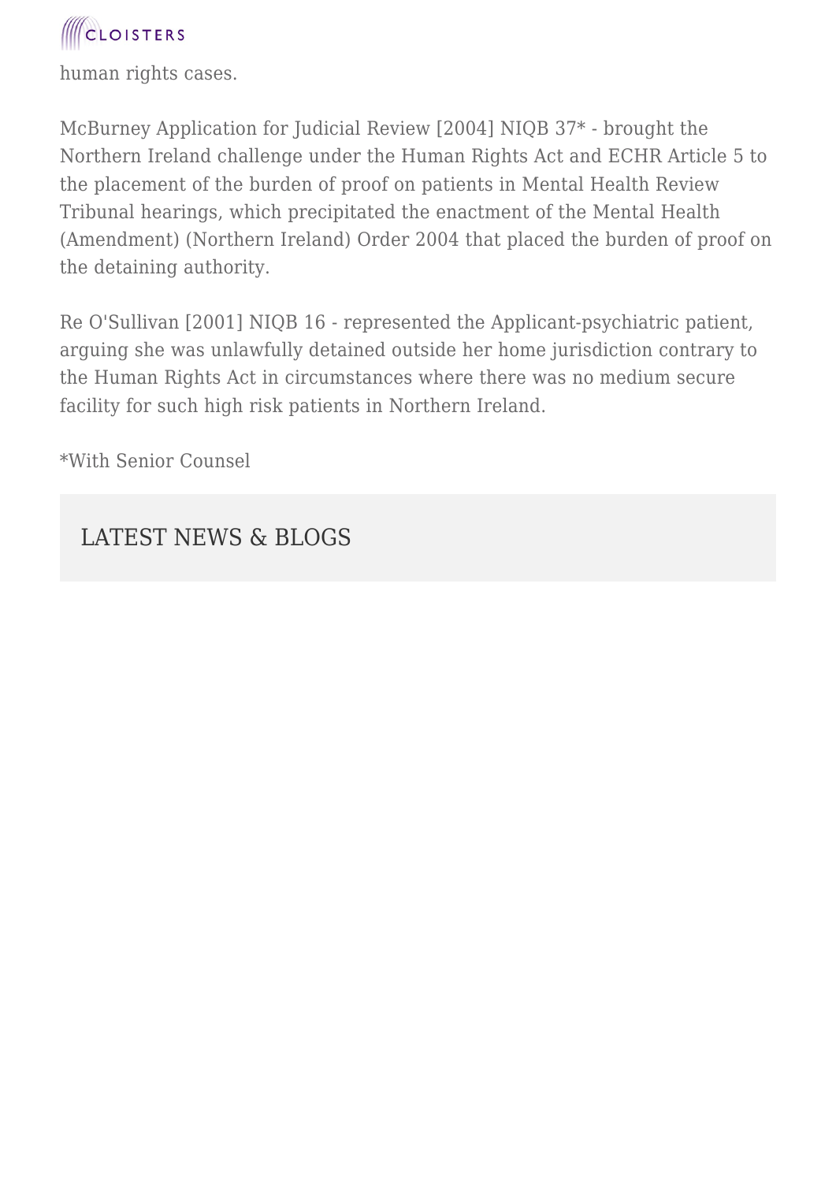human rights cases.

McBurney Application for Judicial Review [2004] NIQB 37* - brought the Northern Ireland challenge under the Human Rights Act and ECHR Article 5 to the placement of the burden of proof on patients in Mental Health Review Tribunal hearings, which precipitated the enactment of the Mental Health (Amendment) (Northern Ireland) Order 2004 that placed the burden of proof on the detaining authority.

Re O'Sullivan [2001] NIQB 16 - represented the Applicant-psychiatric patient, arguing she was unlawfully detained outside her home jurisdiction contrary to the Human Rights Act in circumstances where there was no medium secure facility for such high risk patients in Northern Ireland.

*With Senior Counsel

## LATEST NEWS & BLOGS